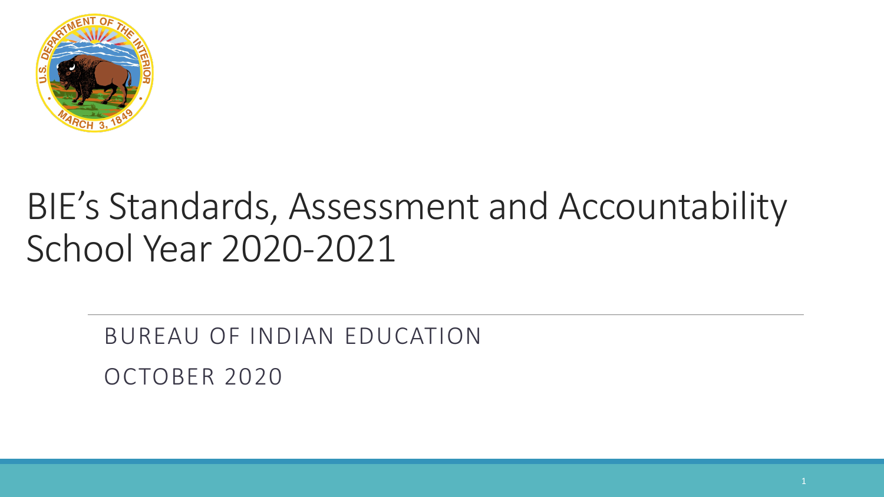# BIE's Standards, Assessment and Accountability School Year 2020-2021

BUREAU OF INDIAN EDUCATION

OCTOBER 2020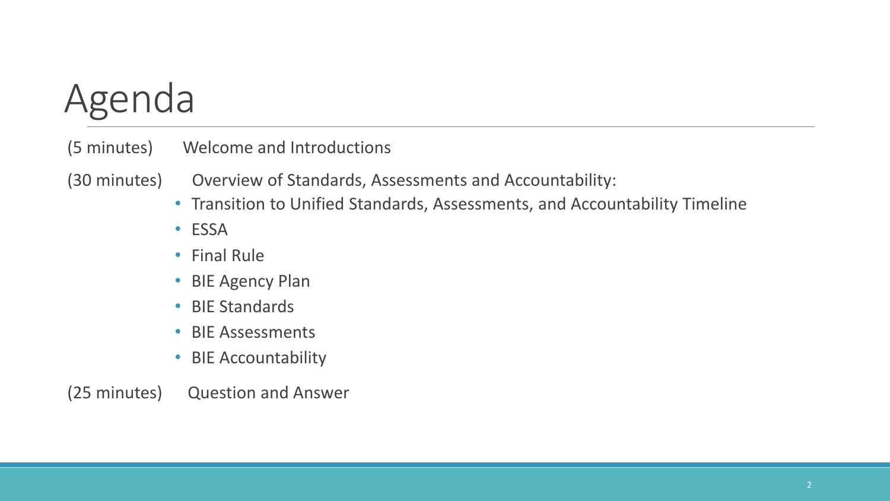# Agenda

(5 minutes) Welcome and Introductions

(30 minutes) Overview of Standards, Assessments and Accountability:

- Transition to Unified Standards, Assessments, and Accountability Timeline
- ESSA
- Final Rule
- BIE Agency Plan
- BIE Standards
- BIE Assessments
- BIE Accountability

(25 minutes) Question and Answer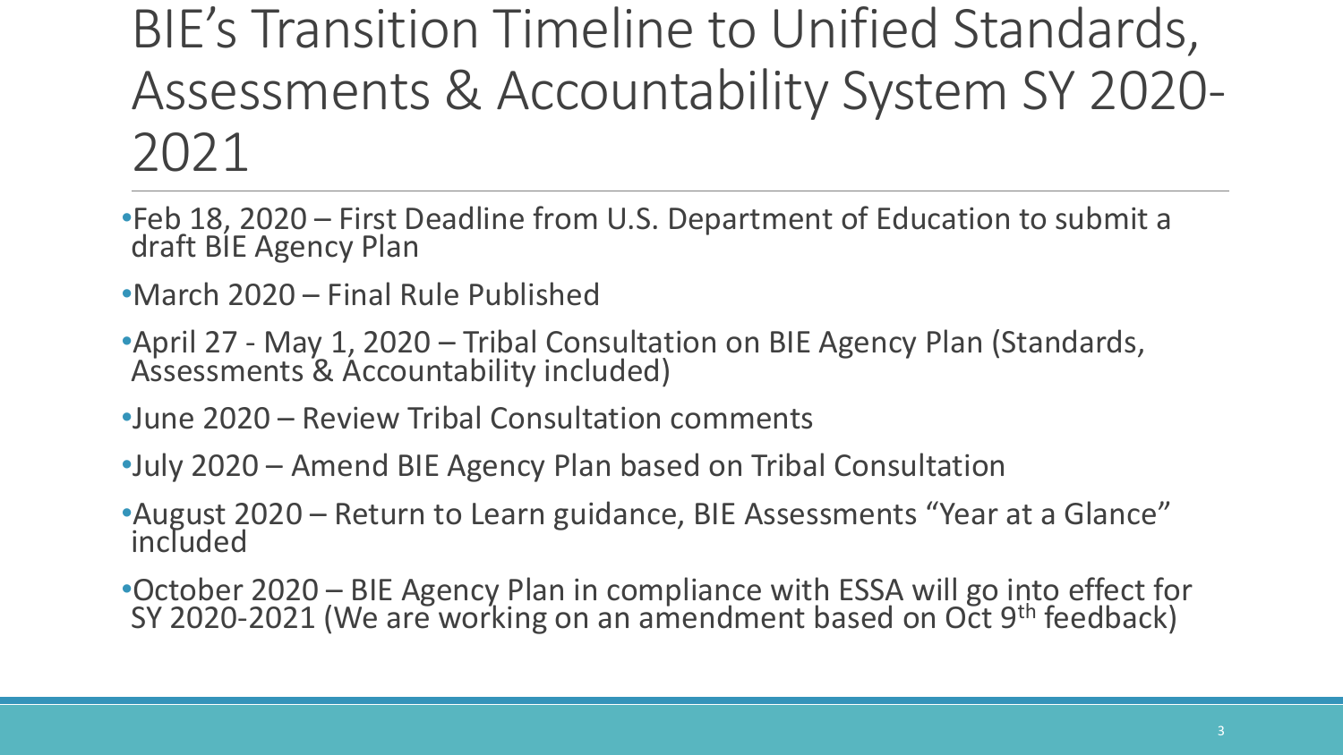# BIE's Transition Timeline to Unified Standards, Assessments & Accountability System SY 2020-2021

- Feb 18, 2020 – First Deadline from U.S. Department of Education to submit a draft BIE Agency Plan
- March 2020 – Final Rule Published
- April 27 - May 1, 2020 – Tribal Consultation on BIE Agency Plan (Standards, Assessments & Accountability included)
- June 2020 – Review Tribal Consultation comments
- July 2020 – Amend BIE Agency Plan based on Tribal Consultation
- August 2020 – Return to Learn guidance, BIE Assessments "Year at a Glance" included
- October 2020 – BIE Agency Plan in compliance with ESSA will go into effect for SY 2020-2021 (We are working on an amendment based on Oct 9th feedback)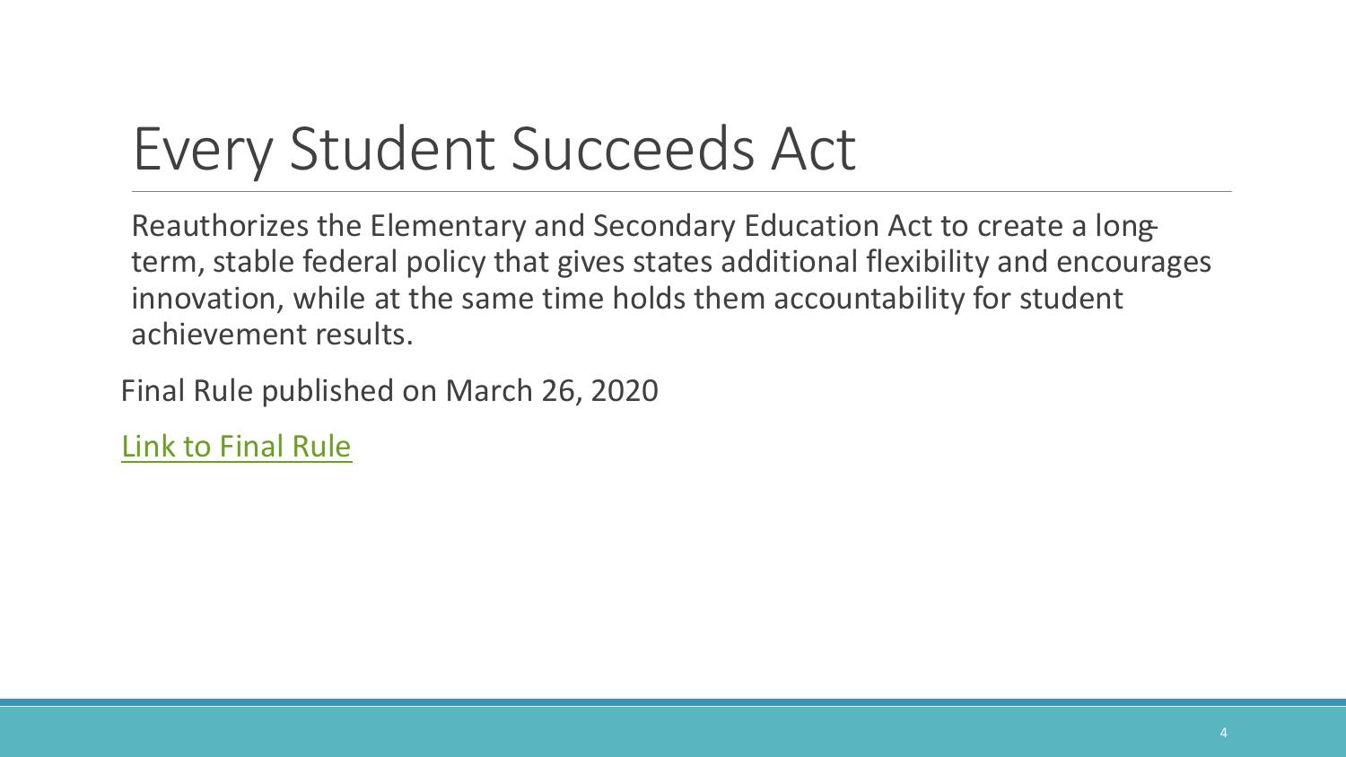# Every Student Succeeds Act

Reauthorizes the Elementary and Secondary Education Act to create a long-term, stable federal policy that gives states additional flexibility and encourages innovation, while at the same time holds them accountability for student achievement results.

Final Rule published on March 26, 2020

Link to Final Rule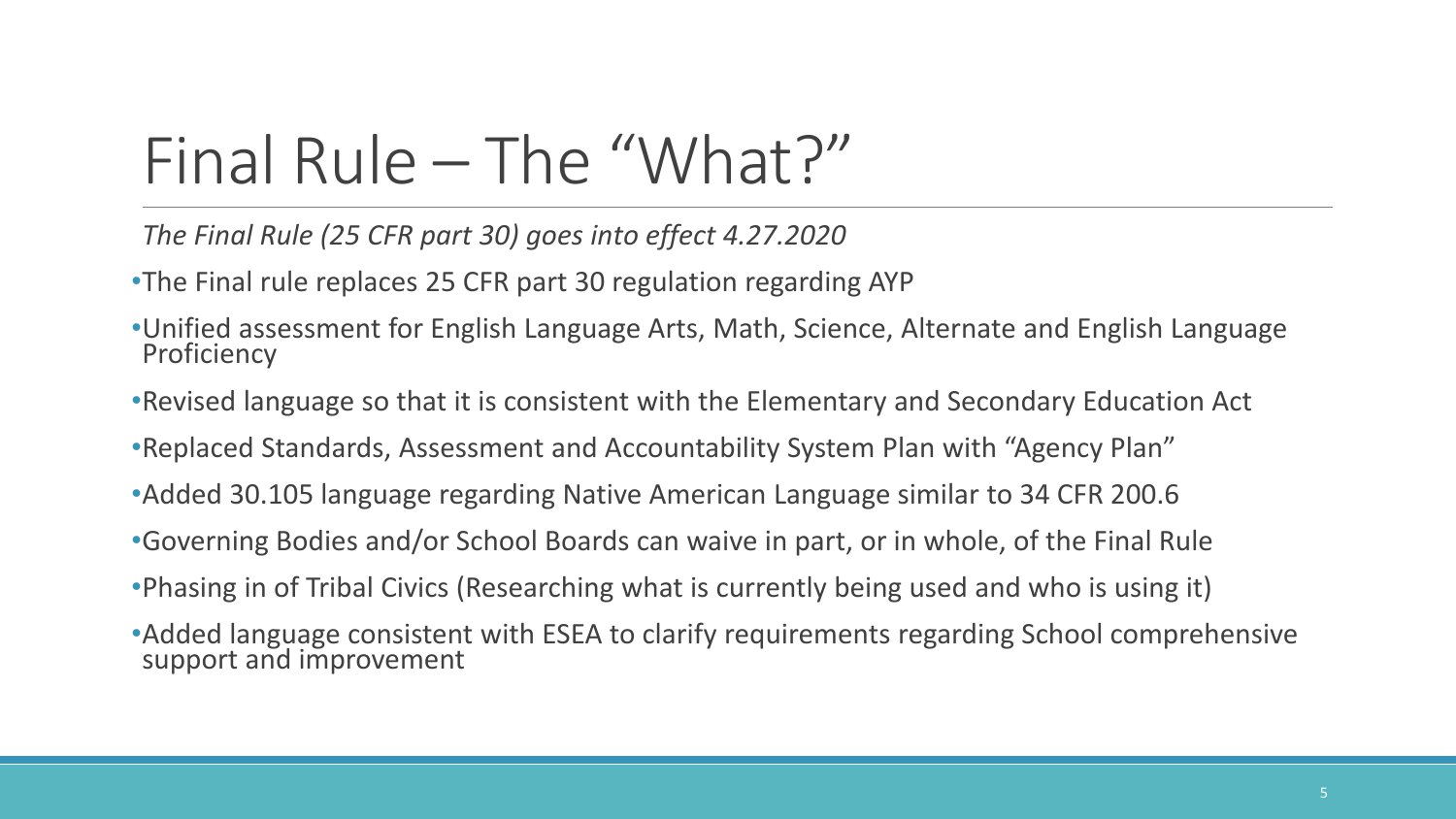# Final Rule – The "What?"

*The Final Rule (25 CFR part 30) goes into effect 4.27.2020*

- The Final rule replaces 25 CFR part 30 regulation regarding AYP
- Unified assessment for English Language Arts, Math, Science, Alternate and English Language Proficiency
- Revised language so that it is consistent with the Elementary and Secondary Education Act
- Replaced Standards, Assessment and Accountability System Plan with "Agency Plan"
- Added 30.105 language regarding Native American Language similar to 34 CFR 200.6
- Governing Bodies and/or School Boards can waive in part, or in whole, of the Final Rule
- Phasing in of Tribal Civics (Researching what is currently being used and who is using it)
- Added language consistent with ESEA to clarify requirements regarding School comprehensive support and improvement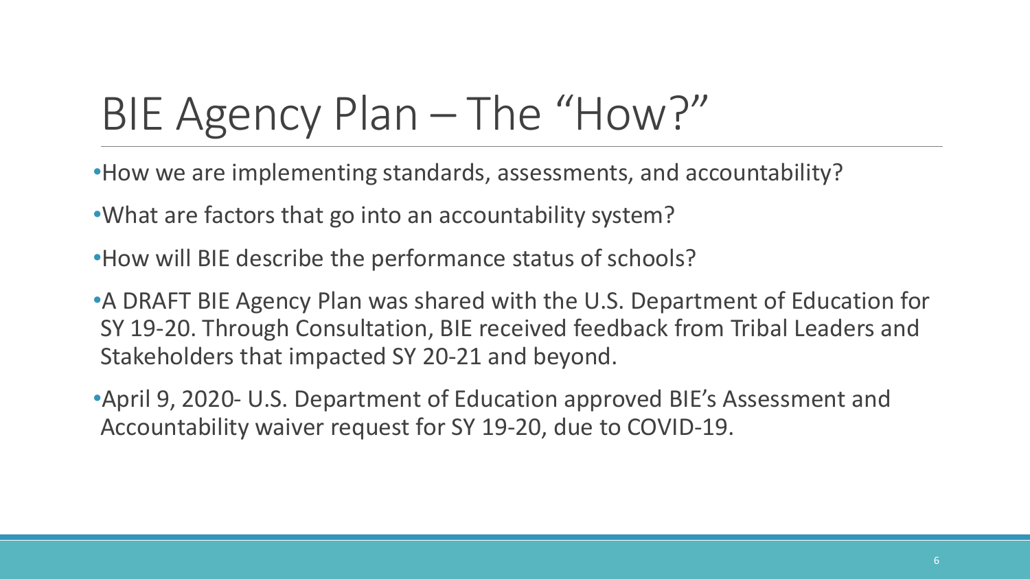# BIE Agency Plan – The "How?"

- How we are implementing standards, assessments, and accountability?
- What are factors that go into an accountability system?
- How will BIE describe the performance status of schools?
- A DRAFT BIE Agency Plan was shared with the U.S. Department of Education for SY 19-20. Through Consultation, BIE received feedback from Tribal Leaders and Stakeholders that impacted SY 20-21 and beyond.
- April 9, 2020- U.S. Department of Education approved BIE's Assessment and Accountability waiver request for SY 19-20, due to COVID-19.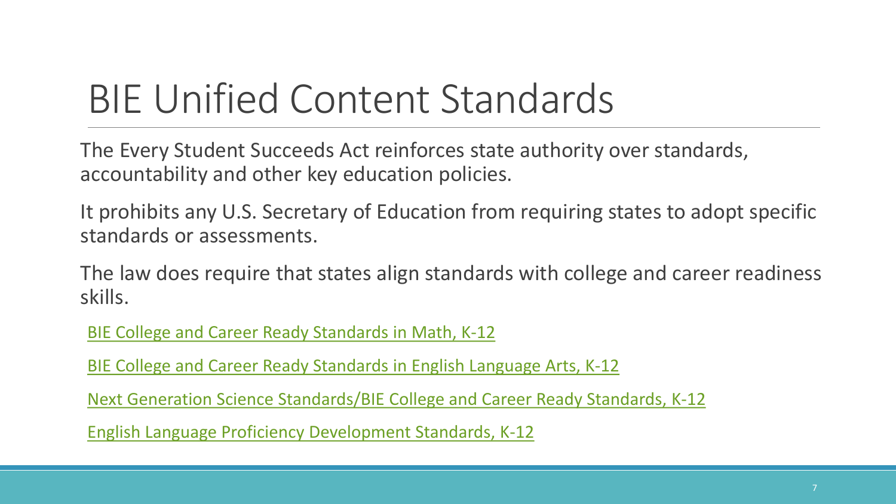# BIE Unified Content Standards

The Every Student Succeeds Act reinforces state authority over standards, accountability and other key education policies.

It prohibits any U.S. Secretary of Education from requiring states to adopt specific standards or assessments.

The law does require that states align standards with college and career readiness skills.

BIE College and Career Ready Standards in Math, K-12

BIE College and Career Ready Standards in English Language Arts, K-12

Next Generation Science Standards/BIE College and Career Ready Standards, K-12

English Language Proficiency Development Standards, K-12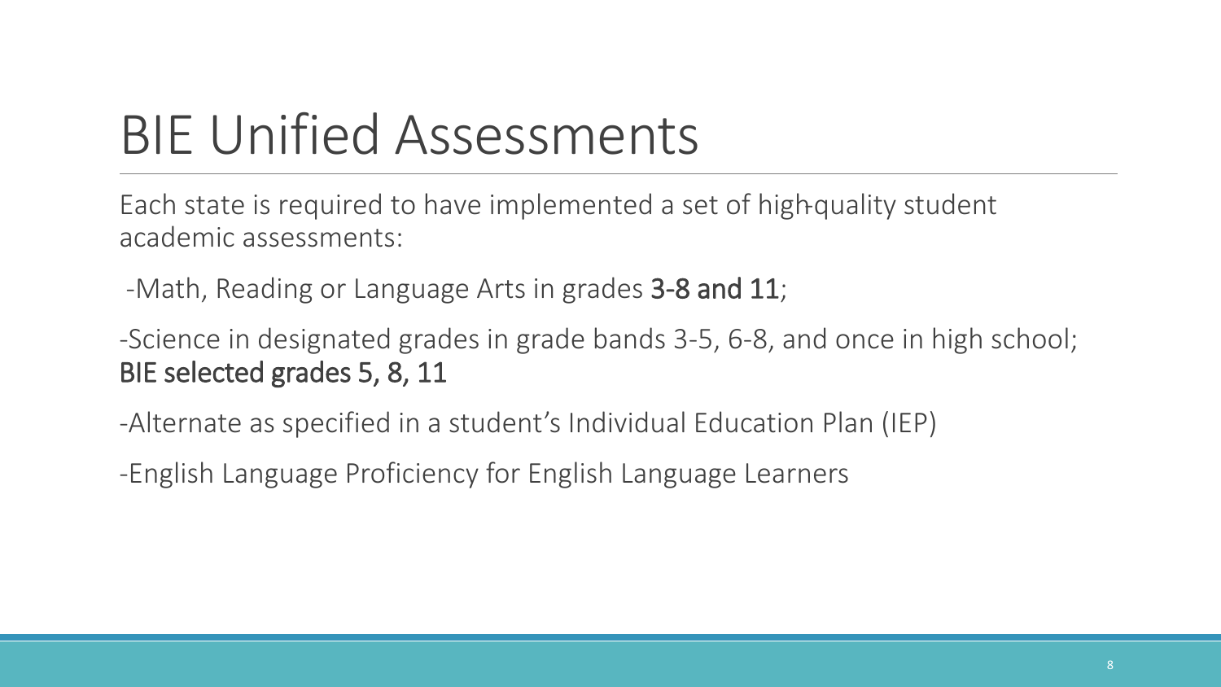# BIE Unified Assessments

Each state is required to have implemented a set of high-quality student academic assessments:

-Math, Reading or Language Arts in grades **3-8 and 11**;

-Science in designated grades in grade bands 3-5, 6-8, and once in high school; **BIE selected grades 5, 8, 11**

-Alternate as specified in a student's Individual Education Plan (IEP)

-English Language Proficiency for English Language Learners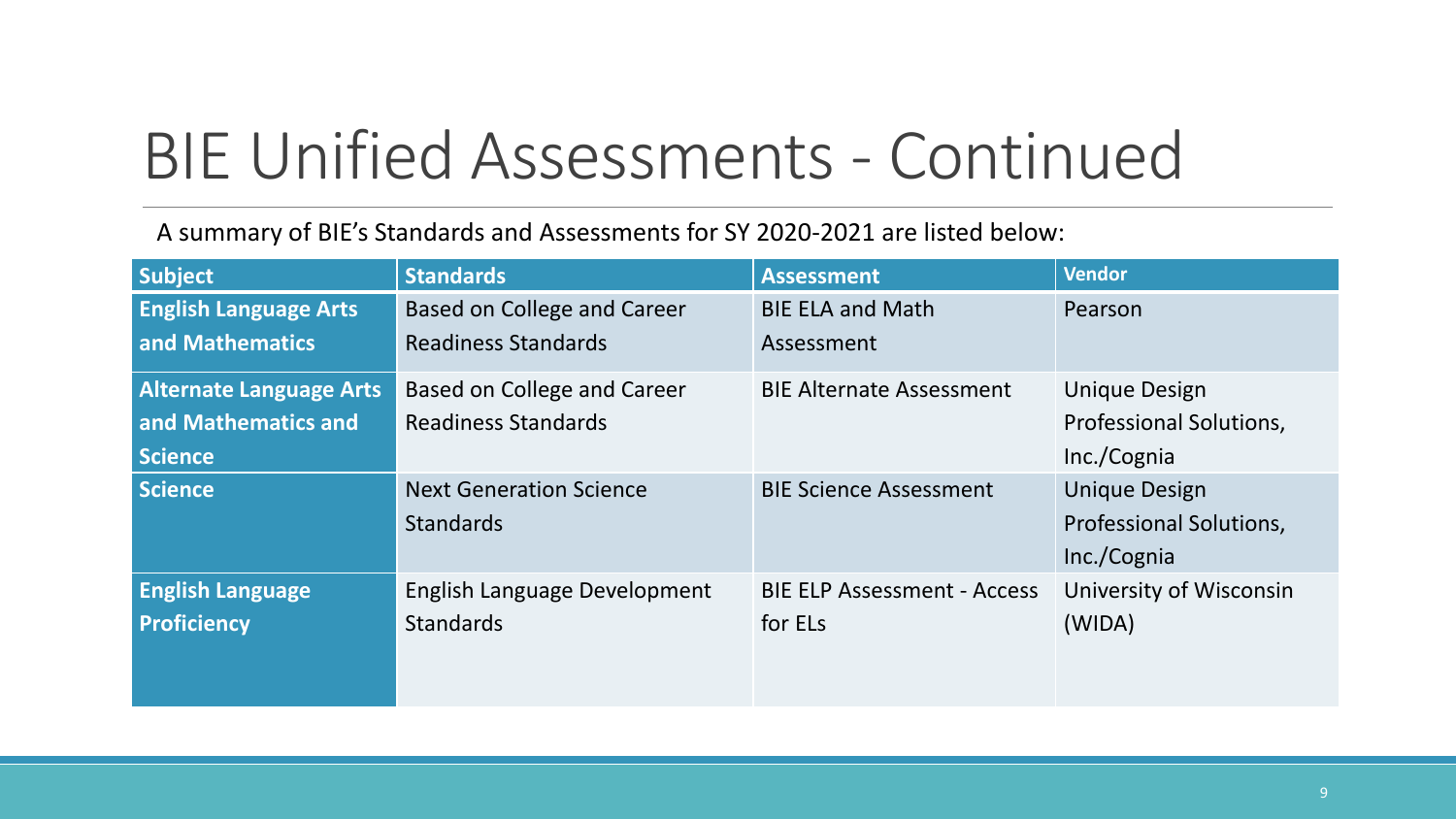# BIE Unified Assessments - Continued

A summary of BIE's Standards and Assessments for SY 2020-2021 are listed below:

| Subject | Standards | Assessment | Vendor |
| --- | --- | --- | --- |
| **English Language Arts and Mathematics** | Based on College and Career Readiness Standards | BIE ELA and Math Assessment | Pearson |
| **Alternate Language Arts and Mathematics and Science** | Based on College and Career Readiness Standards | BIE Alternate Assessment | Unique Design Professional Solutions, Inc./Cognia |
| **Science** | Next Generation Science Standards | BIE Science Assessment | Unique Design Professional Solutions, Inc./Cognia |
| **English Language Proficiency** | English Language Development Standards | BIE ELP Assessment - Access for ELs | University of Wisconsin (WIDA) |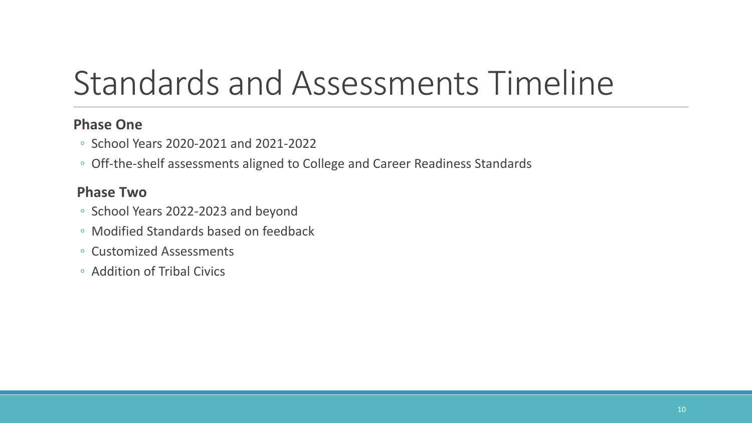# Standards and Assessments Timeline

**Phase One**

- School Years 2020-2021 and 2021-2022
- Off-the-shelf assessments aligned to College and Career Readiness Standards

**Phase Two**

- School Years 2022-2023 and beyond
- Modified Standards based on feedback
- Customized Assessments
- Addition of Tribal Civics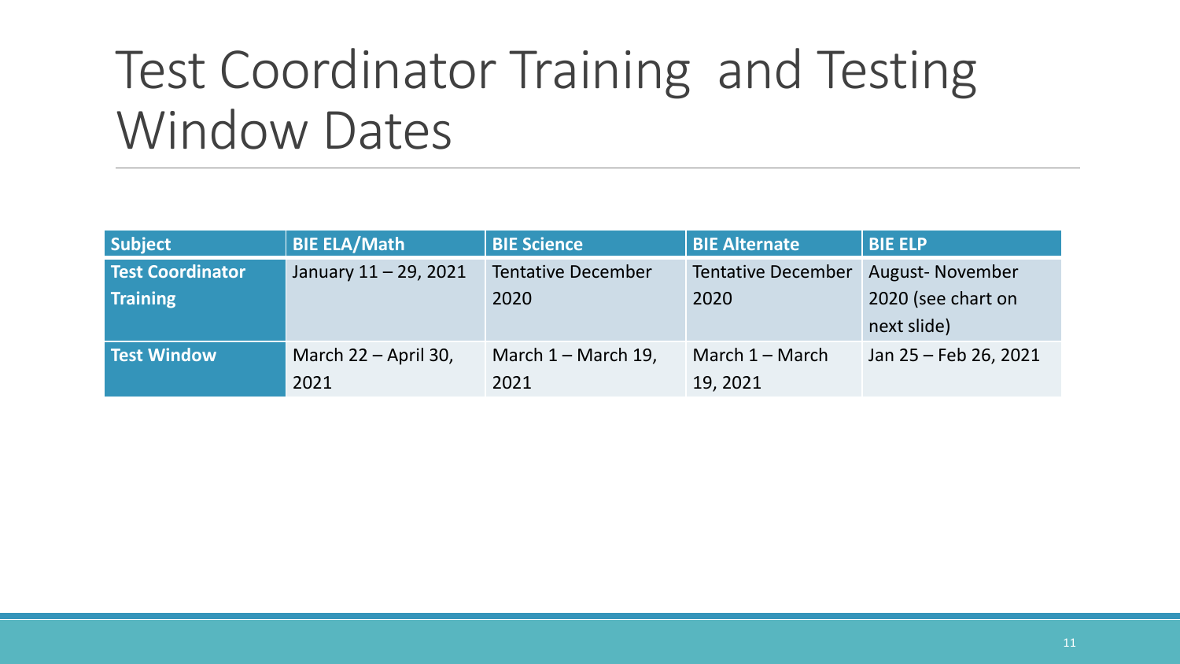# Test Coordinator Training and Testing Window Dates

| Subject | BIE ELA/Math | BIE Science | BIE Alternate | BIE ELP |
|---|---|---|---|---|
| **Test Coordinator Training** | January 11 – 29, 2021 | Tentative December 2020 | Tentative December 2020 | August- November 2020 (see chart on next slide) |
| **Test Window** | March 22 – April 30, 2021 | March 1 – March 19, 2021 | March 1 – March 19, 2021 | Jan 25 – Feb 26, 2021 |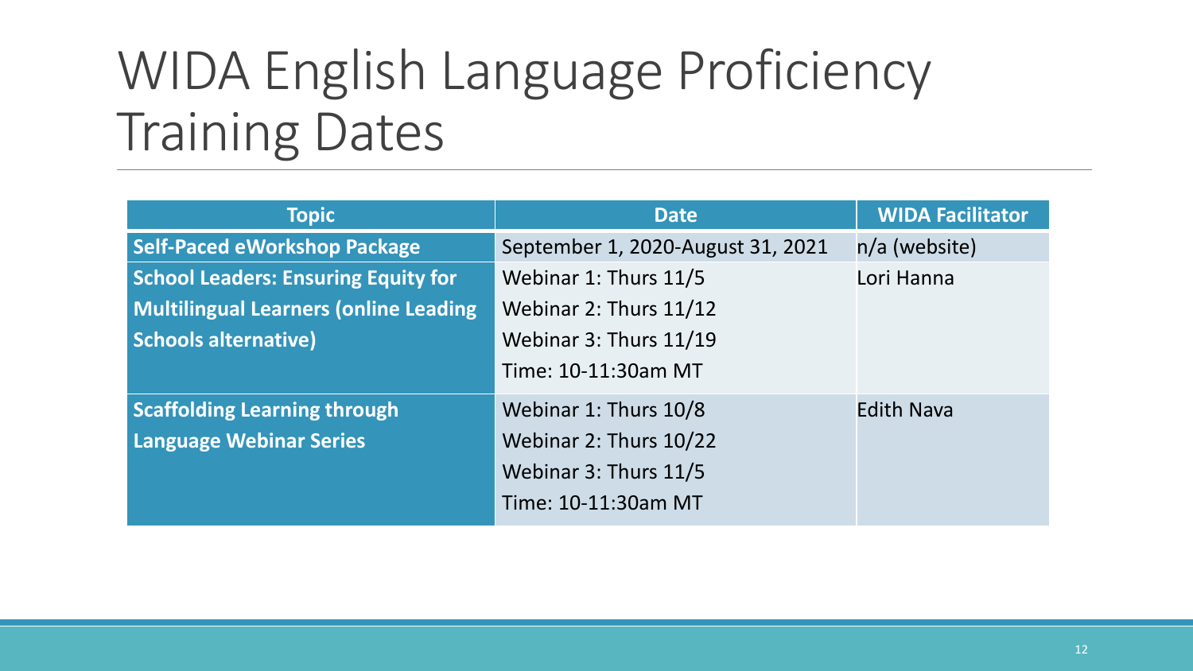# WIDA English Language Proficiency Training Dates

| Topic | Date | WIDA Facilitator |
|---|---|---|
| **Self-Paced eWorkshop Package** | September 1, 2020-August 31, 2021 | n/a (website) |
| **School Leaders: Ensuring Equity for Multilingual Learners (online Leading Schools alternative)** | Webinar 1: Thurs 11/5<br>Webinar 2: Thurs 11/12<br>Webinar 3: Thurs 11/19<br>Time: 10-11:30am MT | Lori Hanna |
| **Scaffolding Learning through Language Webinar Series** | Webinar 1: Thurs 10/8<br>Webinar 2: Thurs 10/22<br>Webinar 3: Thurs 11/5<br>Time: 10-11:30am MT | Edith Nava |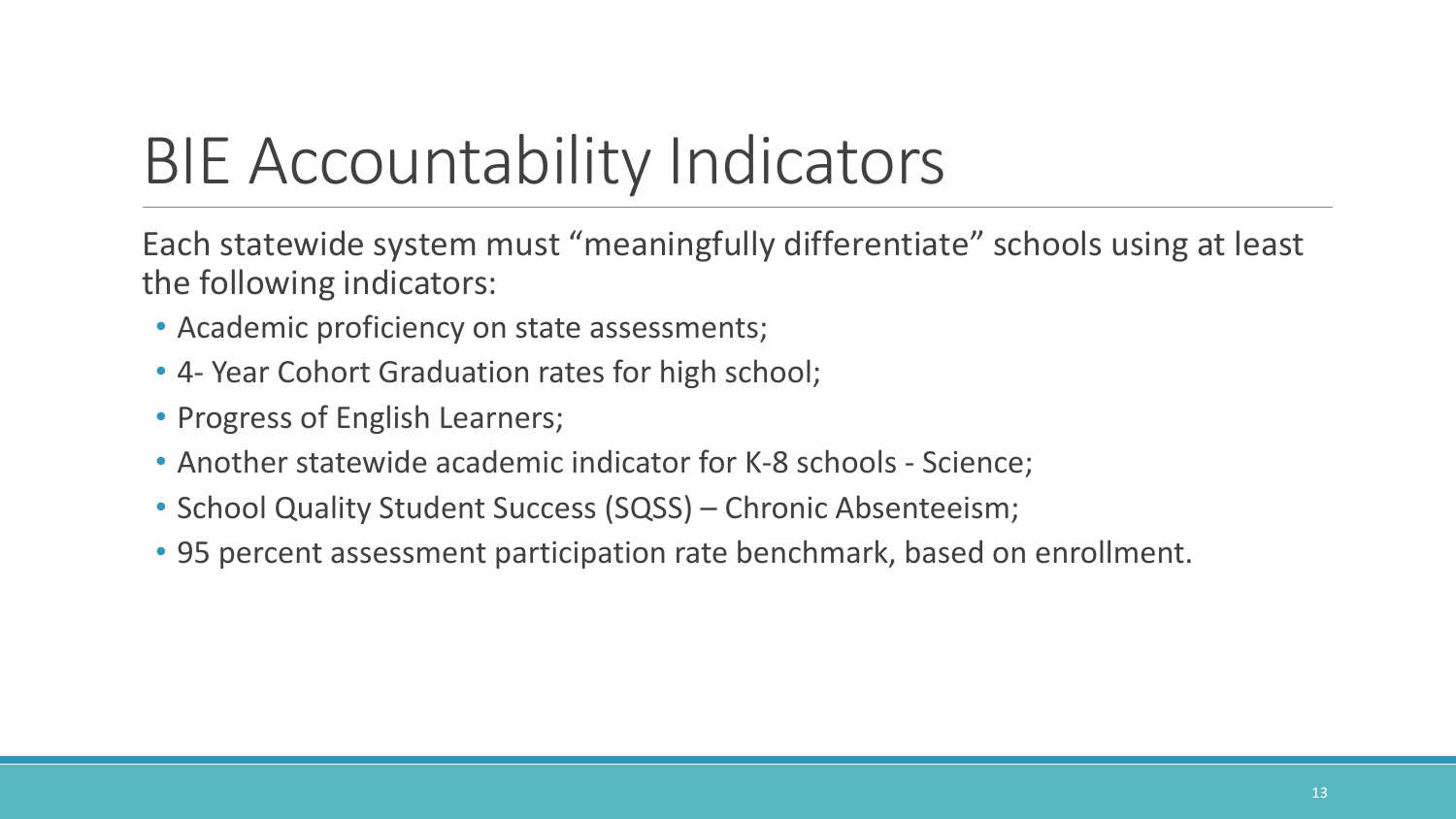# BIE Accountability Indicators

Each statewide system must "meaningfully differentiate" schools using at least the following indicators:

- Academic proficiency on state assessments;
- 4- Year Cohort Graduation rates for high school;
- Progress of English Learners;
- Another statewide academic indicator for K-8 schools - Science;
- School Quality Student Success (SQSS) – Chronic Absenteeism;
- 95 percent assessment participation rate benchmark, based on enrollment.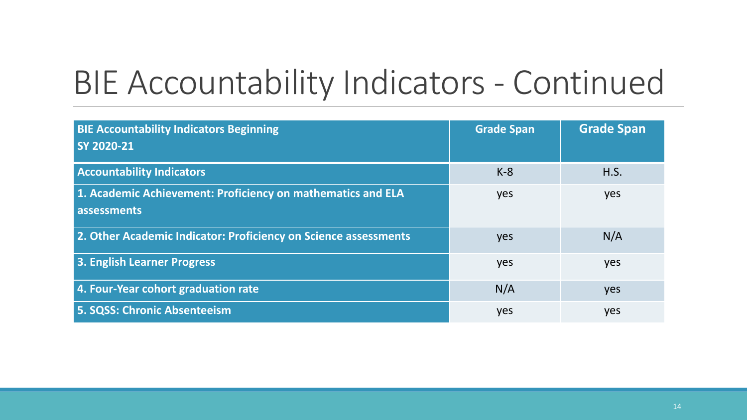# BIE Accountability Indicators - Continued

| BIE Accountability Indicators Beginning SY 2020-21 | Grade Span | Grade Span |
|---|---|---|
| **Accountability Indicators** | K-8 | H.S. |
| **1. Academic Achievement: Proficiency on mathematics and ELA assessments** | yes | yes |
| **2. Other Academic Indicator: Proficiency on Science assessments** | yes | N/A |
| **3. English Learner Progress** | yes | yes |
| **4. Four-Year cohort graduation rate** | N/A | yes |
| **5. SQSS: Chronic Absenteeism** | yes | yes |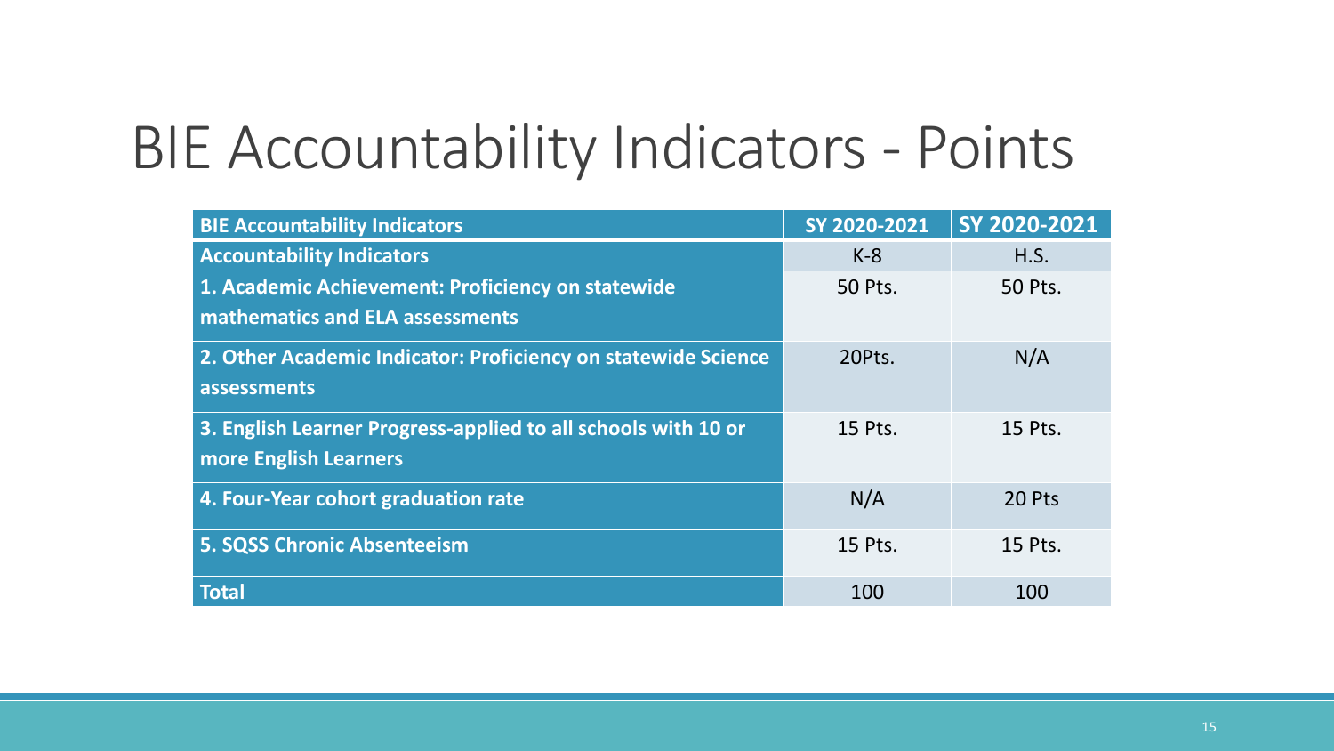# BIE Accountability Indicators - Points

| BIE Accountability Indicators | SY 2020-2021 | SY 2020-2021 |
|---|---|---|
| **Accountability Indicators** | K-8 | H.S. |
| **1. Academic Achievement: Proficiency on statewide mathematics and ELA assessments** | 50 Pts. | 50 Pts. |
| **2. Other Academic Indicator: Proficiency on statewide Science assessments** | 20Pts. | N/A |
| **3. English Learner Progress-applied to all schools with 10 or more English Learners** | 15 Pts. | 15 Pts. |
| **4. Four-Year cohort graduation rate** | N/A | 20 Pts |
| **5. SQSS Chronic Absenteeism** | 15 Pts. | 15 Pts. |
| **Total** | 100 | 100 |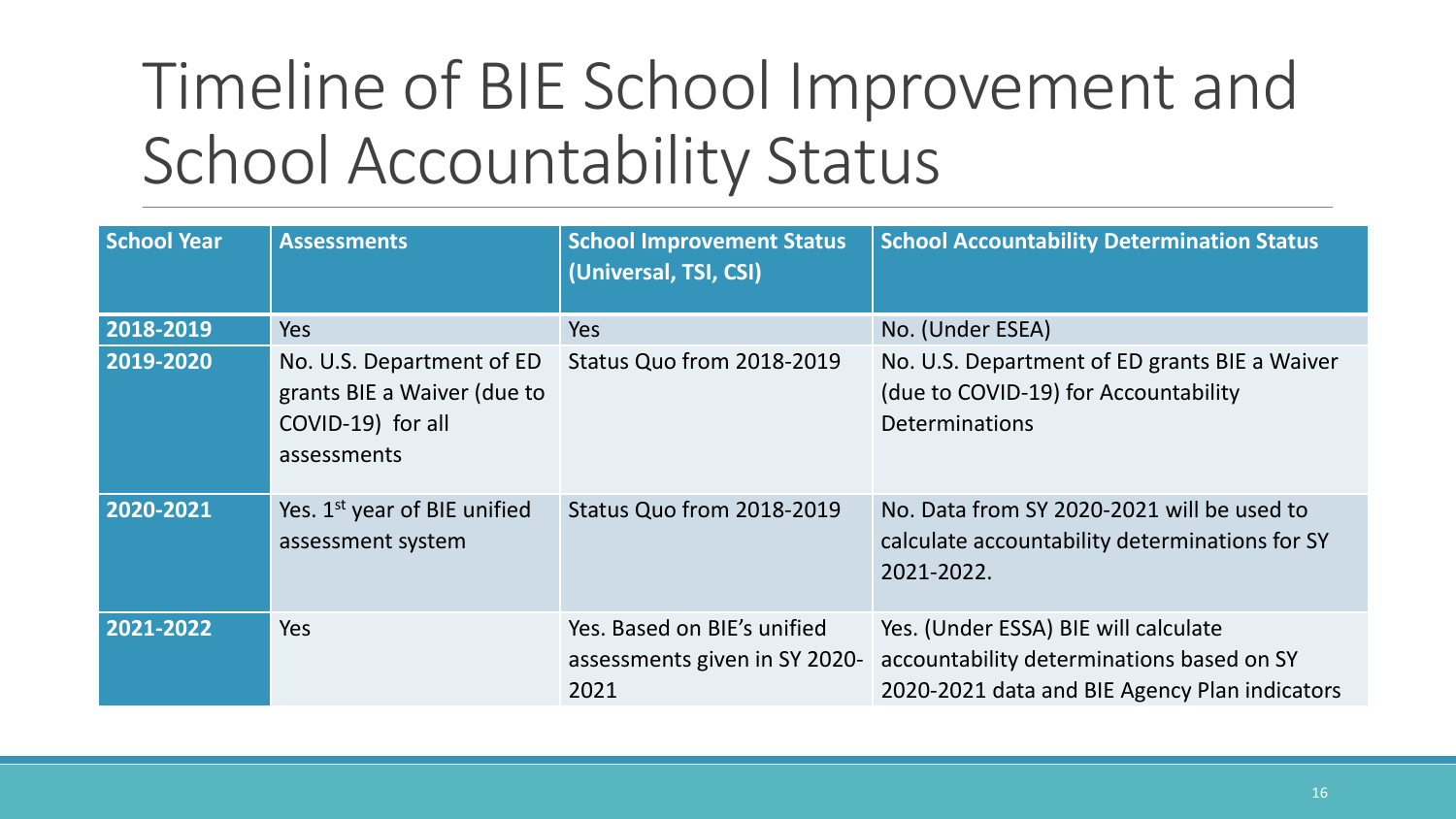# Timeline of BIE School Improvement and School Accountability Status

| School Year | Assessments | School Improvement Status (Universal, TSI, CSI) | School Accountability Determination Status |
|---|---|---|---|
| 2018-2019 | Yes | Yes | No. (Under ESEA) |
| 2019-2020 | No. U.S. Department of ED grants BIE a Waiver (due to COVID-19) for all assessments | Status Quo from 2018-2019 | No. U.S. Department of ED grants BIE a Waiver (due to COVID-19) for Accountability Determinations |
| 2020-2021 | Yes. 1st year of BIE unified assessment system | Status Quo from 2018-2019 | No. Data from SY 2020-2021 will be used to calculate accountability determinations for SY 2021-2022. |
| 2021-2022 | Yes | Yes. Based on BIE's unified assessments given in SY 2020-2021 | Yes. (Under ESSA) BIE will calculate accountability determinations based on SY 2020-2021 data and BIE Agency Plan indicators |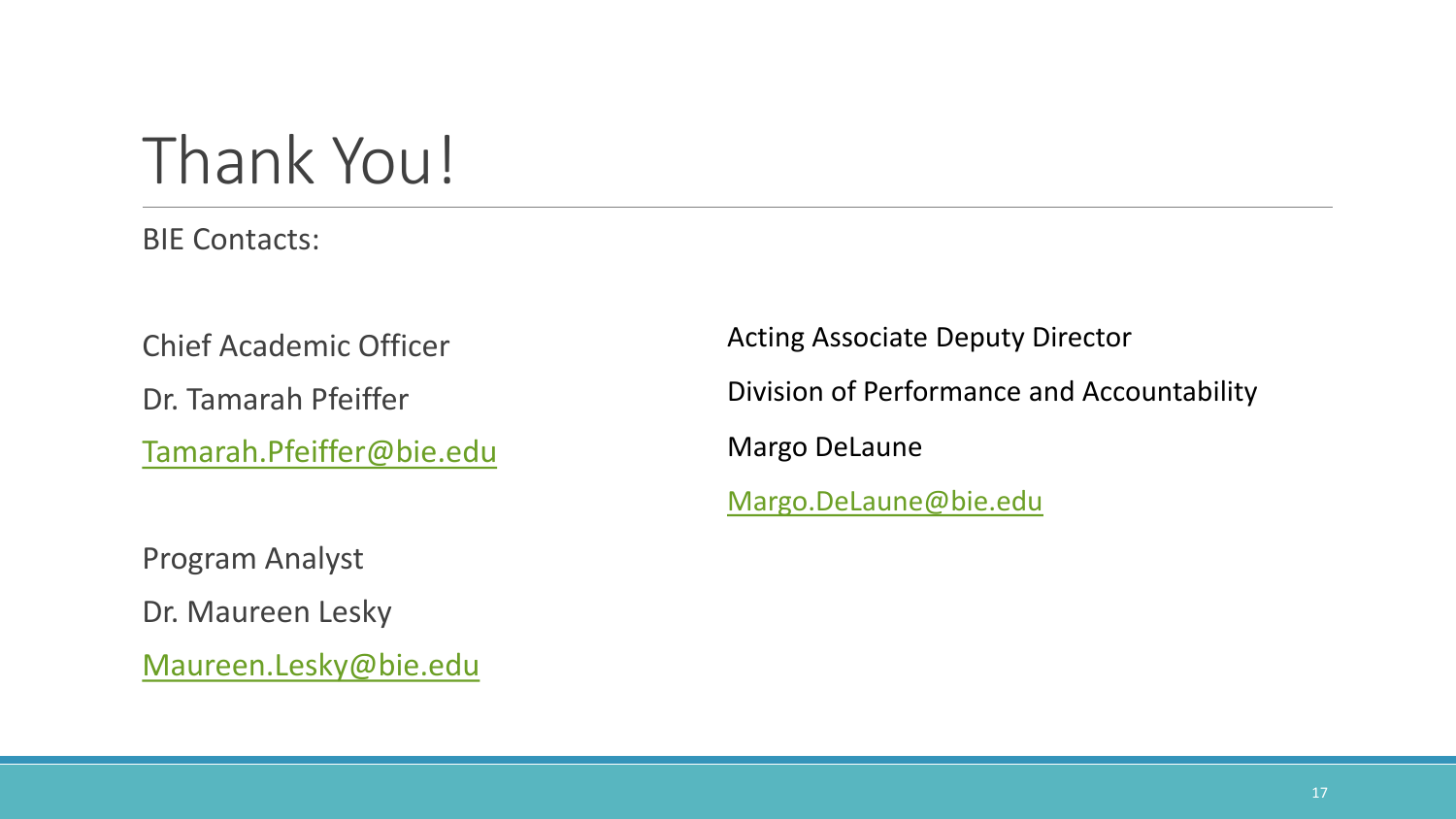# Thank You!

BIE Contacts:

Chief Academic Officer

Dr. Tamarah Pfeiffer

Tamarah.Pfeiffer@bie.edu

Program Analyst

Dr. Maureen Lesky

Maureen.Lesky@bie.edu

Acting Associate Deputy Director

Division of Performance and Accountability

Margo DeLaune

Margo.DeLaune@bie.edu